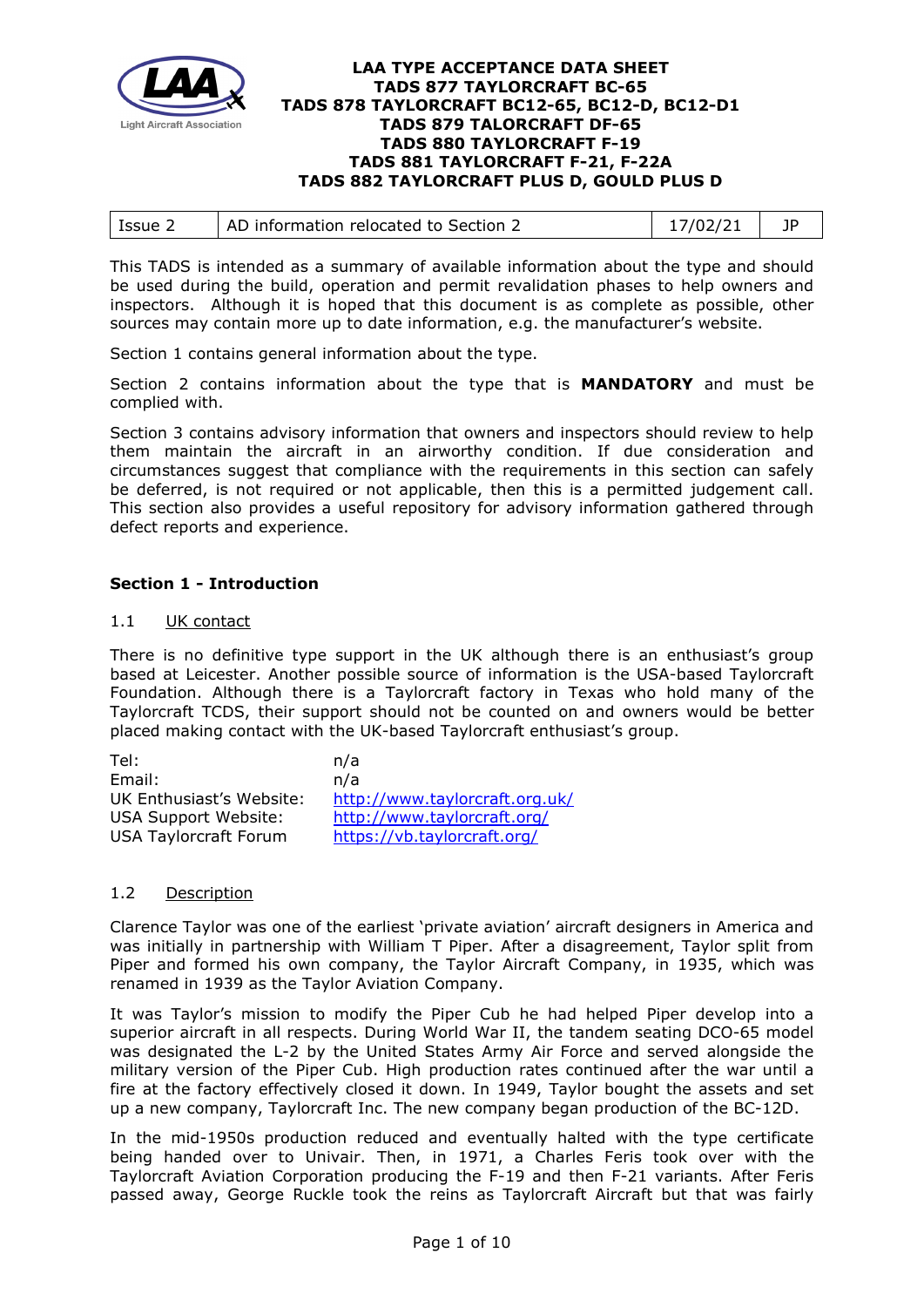# LAA TYPE ACCEPTANCE DATA SHEET
# TADS 877 TAYLORCRAFT BC-65
# TADS 878 TAYLORCRAFT BC12-65, BC12-D, BC12-D1
# TADS 879 TALORCRAFT DF-65
# TADS 880 TAYLORCRAFT F-19
# TADS 881 TAYLORCRAFT F-21, F-22A
# TADS 882 TAYLORCRAFT PLUS D, GOULD PLUS D

| Issue 2 | AD information relocated to Section 2 | 17/02/21 | JP |
|---|---|---|---|

This TADS is intended as a summary of available information about the type and should be used during the build, operation and permit revalidation phases to help owners and inspectors. Although it is hoped that this document is as complete as possible, other sources may contain more up to date information, e.g. the manufacturer's website.

Section 1 contains general information about the type.

Section 2 contains information about the type that is **MANDATORY** and must be complied with.

Section 3 contains advisory information that owners and inspectors should review to help them maintain the aircraft in an airworthy condition. If due consideration and circumstances suggest that compliance with the requirements in this section can safely be deferred, is not required or not applicable, then this is a permitted judgement call. This section also provides a useful repository for advisory information gathered through defect reports and experience.

## Section 1 - Introduction

### 1.1 UK contact

There is no definitive type support in the UK although there is an enthusiast's group based at Leicester. Another possible source of information is the USA-based Taylorcraft Foundation. Although there is a Taylorcraft factory in Texas who hold many of the Taylorcraft TCDS, their support should not be counted on and owners would be better placed making contact with the UK-based Taylorcraft enthusiast's group.

| | |
|---|---|
| Tel: | n/a |
| Email: | n/a |
| UK Enthusiast's Website: | http://www.taylorcraft.org.uk/ |
| USA Support Website: | http://www.taylorcraft.org/ |
| USA Taylorcraft Forum | https://vb.taylorcraft.org/ |

### 1.2 Description

Clarence Taylor was one of the earliest 'private aviation' aircraft designers in America and was initially in partnership with William T Piper. After a disagreement, Taylor split from Piper and formed his own company, the Taylor Aircraft Company, in 1935, which was renamed in 1939 as the Taylor Aviation Company.

It was Taylor's mission to modify the Piper Cub he had helped Piper develop into a superior aircraft in all respects. During World War II, the tandem seating DCO-65 model was designated the L-2 by the United States Army Air Force and served alongside the military version of the Piper Cub. High production rates continued after the war until a fire at the factory effectively closed it down. In 1949, Taylor bought the assets and set up a new company, Taylorcraft Inc. The new company began production of the BC-12D.

In the mid-1950s production reduced and eventually halted with the type certificate being handed over to Univair. Then, in 1971, a Charles Feris took over with the Taylorcraft Aviation Corporation producing the F-19 and then F-21 variants. After Feris passed away, George Ruckle took the reins as Taylorcraft Aircraft but that was fairly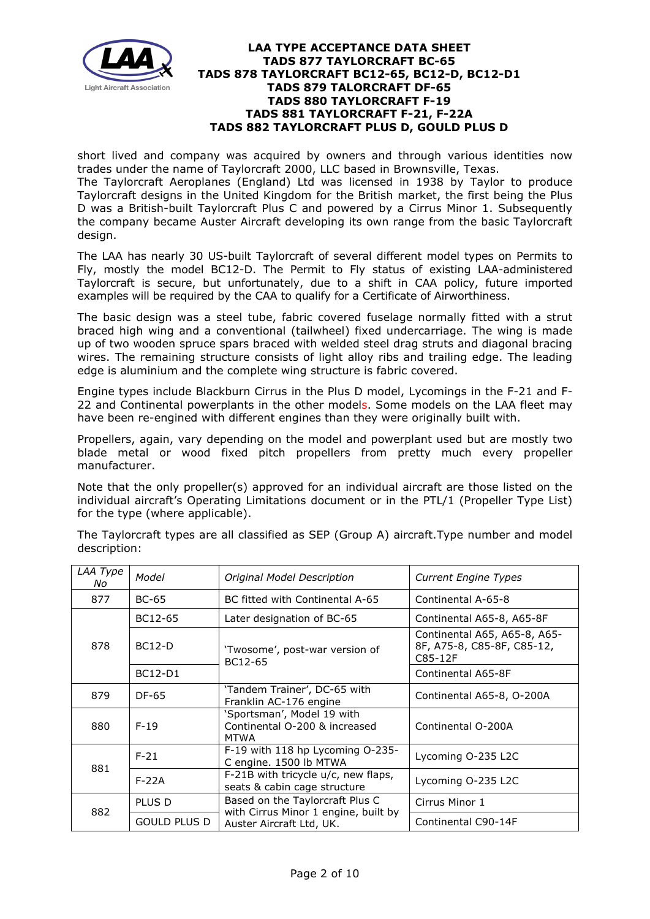short lived and company was acquired by owners and through various identities now trades under the name of Taylorcraft 2000, LLC based in Brownsville, Texas.
The Taylorcraft Aeroplanes (England) Ltd was licensed in 1938 by Taylor to produce Taylorcraft designs in the United Kingdom for the British market, the first being the Plus D was a British-built Taylorcraft Plus C and powered by a Cirrus Minor 1. Subsequently the company became Auster Aircraft developing its own range from the basic Taylorcraft design.

The LAA has nearly 30 US-built Taylorcraft of several different model types on Permits to Fly, mostly the model BC12-D. The Permit to Fly status of existing LAA-administered Taylorcraft is secure, but unfortunately, due to a shift in CAA policy, future imported examples will be required by the CAA to qualify for a Certificate of Airworthiness.

The basic design was a steel tube, fabric covered fuselage normally fitted with a strut braced high wing and a conventional (tailwheel) fixed undercarriage. The wing is made up of two wooden spruce spars braced with welded steel drag struts and diagonal bracing wires. The remaining structure consists of light alloy ribs and trailing edge. The leading edge is aluminium and the complete wing structure is fabric covered.

Engine types include Blackburn Cirrus in the Plus D model, Lycomings in the F-21 and F-22 and Continental powerplants in the other models. Some models on the LAA fleet may have been re-engined with different engines than they were originally built with.

Propellers, again, vary depending on the model and powerplant used but are mostly two blade metal or wood fixed pitch propellers from pretty much every propeller manufacturer.

Note that the only propeller(s) approved for an individual aircraft are those listed on the individual aircraft's Operating Limitations document or in the PTL/1 (Propeller Type List) for the type (where applicable).

The Taylorcraft types are all classified as SEP (Group A) aircraft.Type number and model description:

| *LAA Type No* | *Model* | *Original Model Description* | *Current Engine Types* |
|---|---|---|---|
| 877 | BC-65 | BC fitted with Continental A-65 | Continental A-65-8 |
| 878 | BC12-65 | Later designation of BC-65 | Continental A65-8, A65-8F |
| | BC12-D | 'Twosome', post-war version of BC12-65 | Continental A65, A65-8, A65-8F, A75-8, C85-8F, C85-12, C85-12F |
| | BC12-D1 | | Continental A65-8F |
| 879 | DF-65 | 'Tandem Trainer', DC-65 with Franklin AC-176 engine | Continental A65-8, O-200A |
| 880 | F-19 | 'Sportsman', Model 19 with Continental O-200 & increased MTWA | Continental O-200A |
| 881 | F-21 | F-19 with 118 hp Lycoming O-235-C engine. 1500 lb MTWA | Lycoming O-235 L2C |
| | F-22A | F-21B with tricycle u/c, new flaps, seats & cabin cage structure | Lycoming O-235 L2C |
| 882 | PLUS D | Based on the Taylorcraft Plus C with Cirrus Minor 1 engine, built by Auster Aircraft Ltd, UK. | Cirrus Minor 1 |
| | GOULD PLUS D | | Continental C90-14F |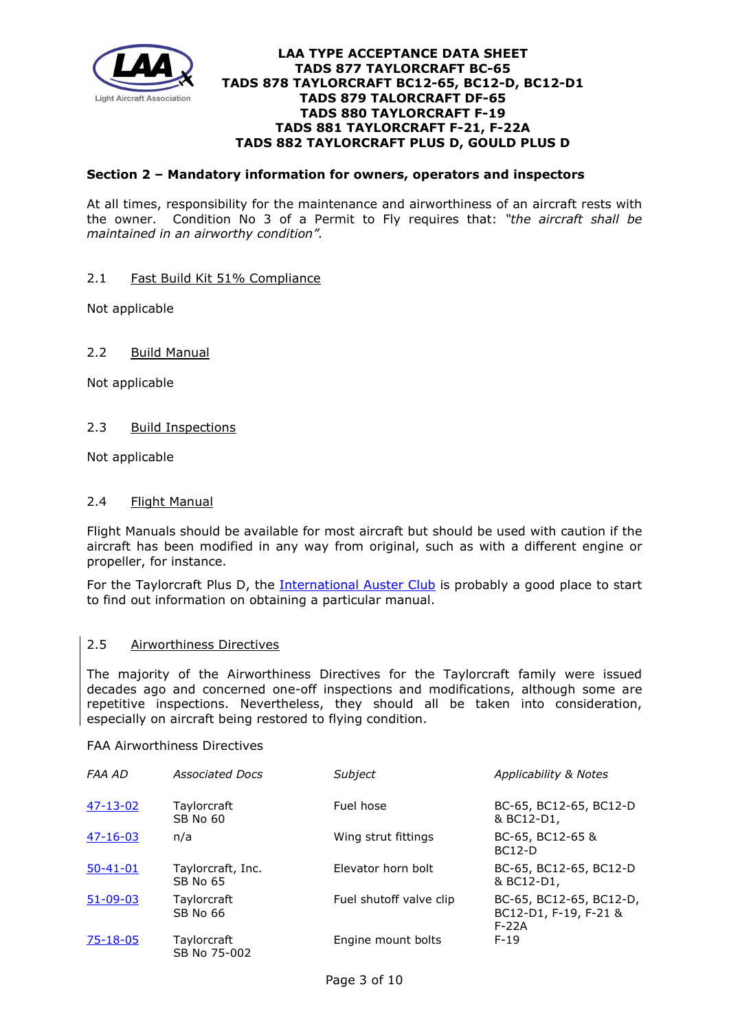# LAA TYPE ACCEPTANCE DATA SHEET
## TADS 877 TAYLORCRAFT BC-65
## TADS 878 TAYLORCRAFT BC12-65, BC12-D, BC12-D1
## TADS 879 TALORCRAFT DF-65
## TADS 880 TAYLORCRAFT F-19
## TADS 881 TAYLORCRAFT F-21, F-22A
## TADS 882 TAYLORCRAFT PLUS D, GOULD PLUS D

**Section 2 – Mandatory information for owners, operators and inspectors**

At all times, responsibility for the maintenance and airworthiness of an aircraft rests with the owner. Condition No 3 of a Permit to Fly requires that: *"the aircraft shall be maintained in an airworthy condition".*

2.1 Fast Build Kit 51% Compliance

Not applicable

2.2 Build Manual

Not applicable

2.3 Build Inspections

Not applicable

2.4 Flight Manual

Flight Manuals should be available for most aircraft but should be used with caution if the aircraft has been modified in any way from original, such as with a different engine or propeller, for instance.

For the Taylorcraft Plus D, the International Auster Club is probably a good place to start to find out information on obtaining a particular manual.

2.5 Airworthiness Directives

The majority of the Airworthiness Directives for the Taylorcraft family were issued decades ago and concerned one-off inspections and modifications, although some are repetitive inspections. Nevertheless, they should all be taken into consideration, especially on aircraft being restored to flying condition.

FAA Airworthiness Directives

| *FAA AD* | *Associated Docs* | *Subject* | *Applicability & Notes* |
|---|---|---|---|
| 47-13-02 | Taylorcraft SB No 60 | Fuel hose | BC-65, BC12-65, BC12-D & BC12-D1, |
| 47-16-03 | n/a | Wing strut fittings | BC-65, BC12-65 & BC12-D |
| 50-41-01 | Taylorcraft, Inc. SB No 65 | Elevator horn bolt | BC-65, BC12-65, BC12-D & BC12-D1, |
| 51-09-03 | Taylorcraft SB No 66 | Fuel shutoff valve clip | BC-65, BC12-65, BC12-D, BC12-D1, F-19, F-21 & F-22A |
| 75-18-05 | Taylorcraft SB No 75-002 | Engine mount bolts | F-19 |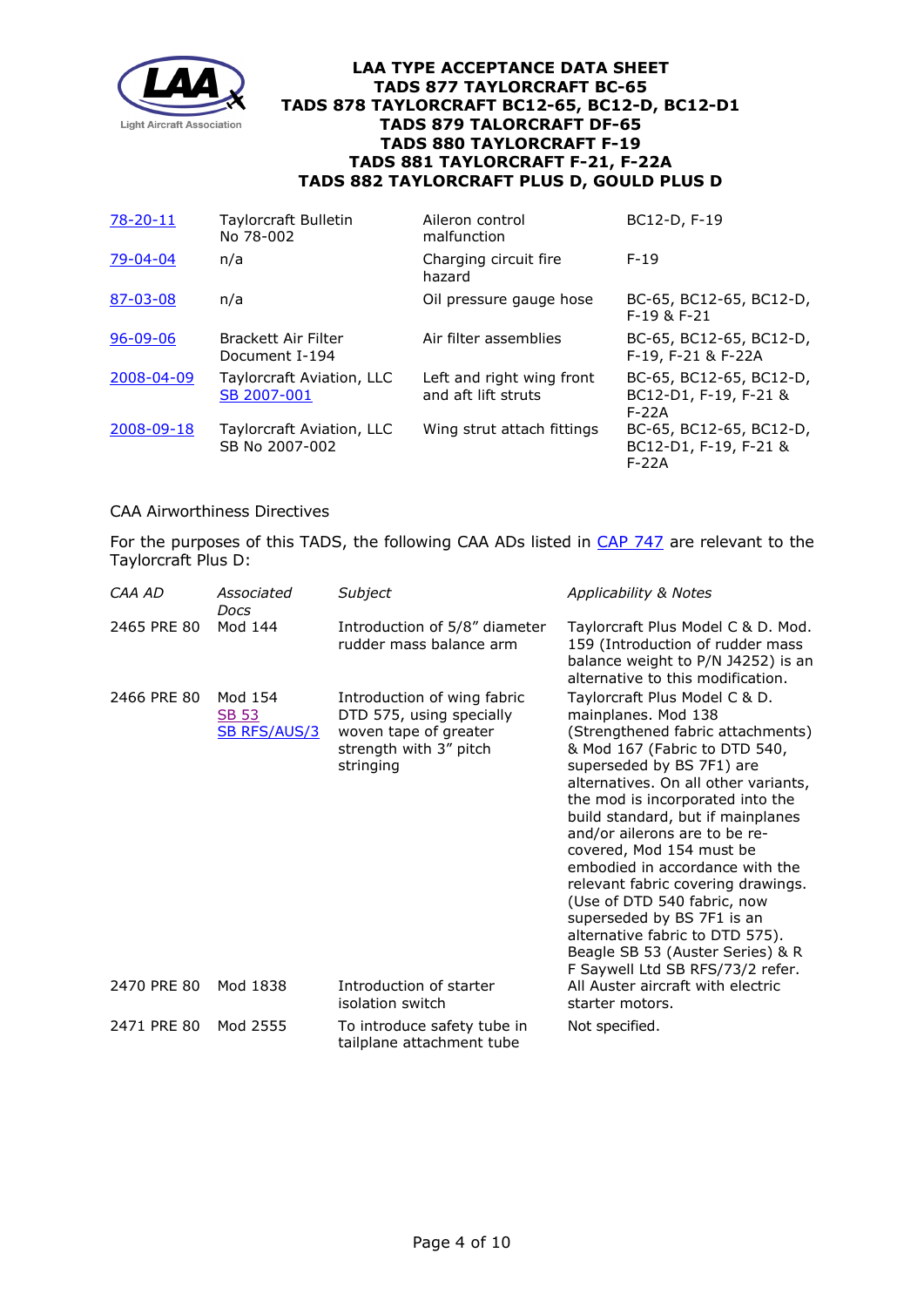| 78-20-11 | Taylorcraft Bulletin No 78-002 | Aileron control malfunction | BC12-D, F-19 |
|---|---|---|---|
| 79-04-04 | n/a | Charging circuit fire hazard | F-19 |
| 87-03-08 | n/a | Oil pressure gauge hose | BC-65, BC12-65, BC12-D, F-19 & F-21 |
| 96-09-06 | Brackett Air Filter Document I-194 | Air filter assemblies | BC-65, BC12-65, BC12-D, F-19, F-21 & F-22A |
| 2008-04-09 | Taylorcraft Aviation, LLC SB 2007-001 | Left and right wing front and aft lift struts | BC-65, BC12-65, BC12-D, BC12-D1, F-19, F-21 & F-22A |
| 2008-09-18 | Taylorcraft Aviation, LLC SB No 2007-002 | Wing strut attach fittings | BC-65, BC12-65, BC12-D, BC12-D1, F-19, F-21 & F-22A |

CAA Airworthiness Directives

For the purposes of this TADS, the following CAA ADs listed in CAP 747 are relevant to the Taylorcraft Plus D:

| *CAA AD* | *Associated Docs* | *Subject* | *Applicability & Notes* |
|---|---|---|---|
| 2465 PRE 80 | Mod 144 | Introduction of 5/8" diameter rudder mass balance arm | Taylorcraft Plus Model C & D. Mod. 159 (Introduction of rudder mass balance weight to P/N J4252) is an alternative to this modification. |
| 2466 PRE 80 | Mod 154 SB 53 SB RFS/AUS/3 | Introduction of wing fabric DTD 575, using specially woven tape of greater strength with 3" pitch stringing | Taylorcraft Plus Model C & D. mainplanes. Mod 138 (Strengthened fabric attachments) & Mod 167 (Fabric to DTD 540, superseded by BS 7F1) are alternatives. On all other variants, the mod is incorporated into the build standard, but if mainplanes and/or ailerons are to be re-covered, Mod 154 must be embodied in accordance with the relevant fabric covering drawings. (Use of DTD 540 fabric, now superseded by BS 7F1 is an alternative fabric to DTD 575). Beagle SB 53 (Auster Series) & R F Saywell Ltd SB RFS/73/2 refer. |
| 2470 PRE 80 | Mod 1838 | Introduction of starter isolation switch | All Auster aircraft with electric starter motors. |
| 2471 PRE 80 | Mod 2555 | To introduce safety tube in tailplane attachment tube | Not specified. |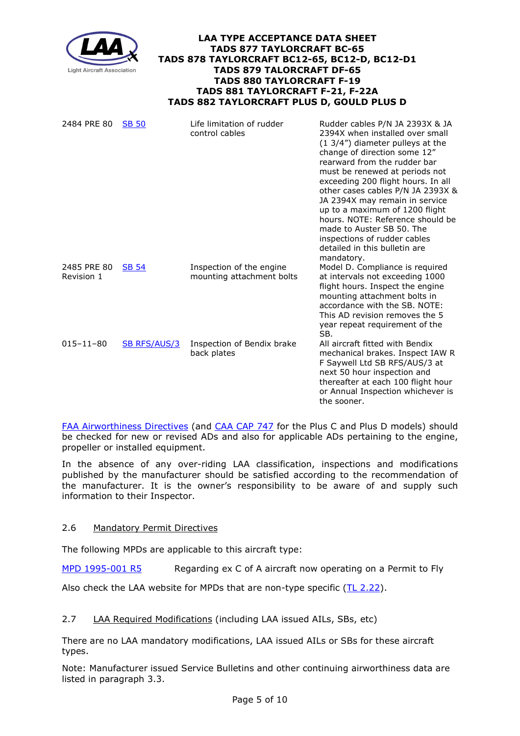| | | | |
|---|---|---|---|
| 2484 PRE 80 | SB 50 | Life limitation of rudder control cables | Rudder cables P/N JA 2393X & JA 2394X when installed over small (1 3/4") diameter pulleys at the change of direction some 12" rearward from the rudder bar must be renewed at periods not exceeding 200 flight hours. In all other cases cables P/N JA 2393X & JA 2394X may remain in service up to a maximum of 1200 flight hours. NOTE: Reference should be made to Auster SB 50. The inspections of rudder cables detailed in this bulletin are mandatory. |
| 2485 PRE 80 Revision 1 | SB 54 | Inspection of the engine mounting attachment bolts | Model D. Compliance is required at intervals not exceeding 1000 flight hours. Inspect the engine mounting attachment bolts in accordance with the SB. NOTE: This AD revision removes the 5 year repeat requirement of the SB. |
| 015–11–80 | SB RFS/AUS/3 | Inspection of Bendix brake back plates | All aircraft fitted with Bendix mechanical brakes. Inspect IAW R F Saywell Ltd SB RFS/AUS/3 at next 50 hour inspection and thereafter at each 100 flight hour or Annual Inspection whichever is the sooner. |

FAA Airworthiness Directives (and CAA CAP 747 for the Plus C and Plus D models) should be checked for new or revised ADs and also for applicable ADs pertaining to the engine, propeller or installed equipment.

In the absence of any over-riding LAA classification, inspections and modifications published by the manufacturer should be satisfied according to the recommendation of the manufacturer. It is the owner's responsibility to be aware of and supply such information to their Inspector.

## 2.6 Mandatory Permit Directives

The following MPDs are applicable to this aircraft type:

MPD 1995-001 R5 Regarding ex C of A aircraft now operating on a Permit to Fly

Also check the LAA website for MPDs that are non-type specific (TL 2.22).

## 2.7 LAA Required Modifications (including LAA issued AILs, SBs, etc)

There are no LAA mandatory modifications, LAA issued AILs or SBs for these aircraft types.

Note: Manufacturer issued Service Bulletins and other continuing airworthiness data are listed in paragraph 3.3.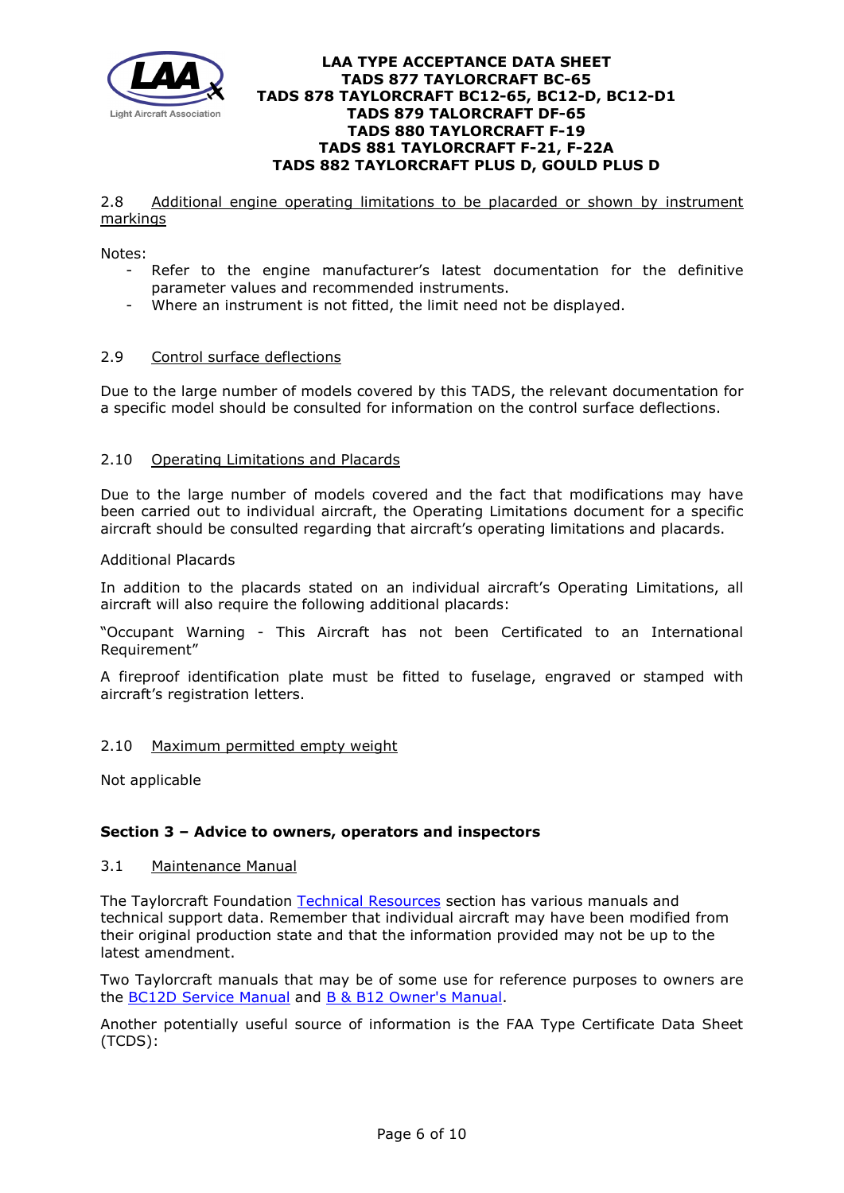#### 2.8 Additional engine operating limitations to be placarded or shown by instrument markings

Notes:

- Refer to the engine manufacturer's latest documentation for the definitive parameter values and recommended instruments.
- Where an instrument is not fitted, the limit need not be displayed.

#### 2.9 Control surface deflections

Due to the large number of models covered by this TADS, the relevant documentation for a specific model should be consulted for information on the control surface deflections.

#### 2.10 Operating Limitations and Placards

Due to the large number of models covered and the fact that modifications may have been carried out to individual aircraft, the Operating Limitations document for a specific aircraft should be consulted regarding that aircraft's operating limitations and placards.

Additional Placards

In addition to the placards stated on an individual aircraft's Operating Limitations, all aircraft will also require the following additional placards:

"Occupant Warning - This Aircraft has not been Certificated to an International Requirement"

A fireproof identification plate must be fitted to fuselage, engraved or stamped with aircraft's registration letters.

#### 2.10 Maximum permitted empty weight

Not applicable

### Section 3 – Advice to owners, operators and inspectors

#### 3.1 Maintenance Manual

The Taylorcraft Foundation Technical Resources section has various manuals and technical support data. Remember that individual aircraft may have been modified from their original production state and that the information provided may not be up to the latest amendment.

Two Taylorcraft manuals that may be of some use for reference purposes to owners are the BC12D Service Manual and B & B12 Owner's Manual.

Another potentially useful source of information is the FAA Type Certificate Data Sheet (TCDS):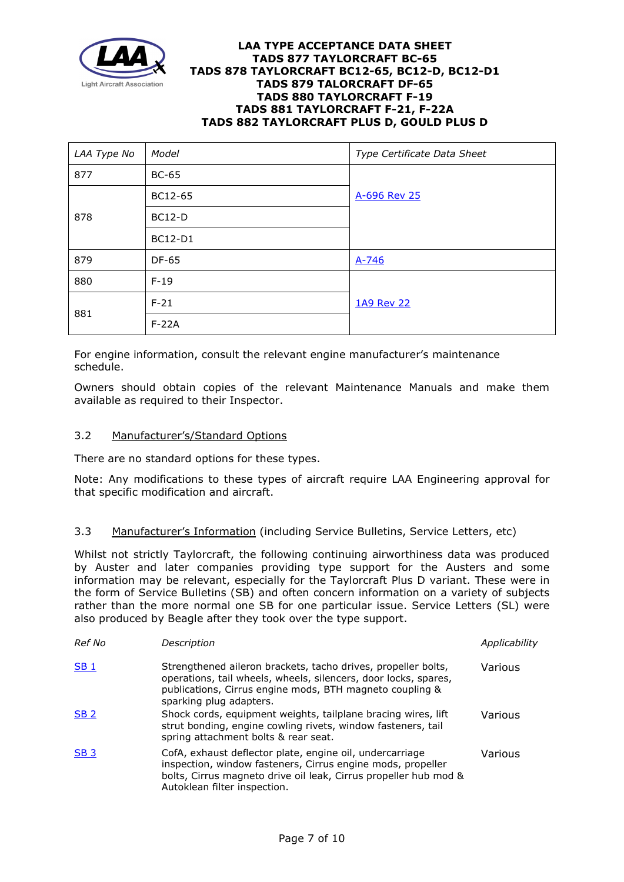| LAA Type No | Model | Type Certificate Data Sheet |
|---|---|---|
| 877 | BC-65 | A-696 Rev 25 |
| 878 | BC12-65 | |
| | BC12-D | |
| | BC12-D1 | |
| 879 | DF-65 | A-746 |
| 880 | F-19 | 1A9 Rev 22 |
| 881 | F-21 | |
| | F-22A | |

For engine information, consult the relevant engine manufacturer's maintenance schedule.

Owners should obtain copies of the relevant Maintenance Manuals and make them available as required to their Inspector.

### 3.2 Manufacturer's/Standard Options

There are no standard options for these types.

Note: Any modifications to these types of aircraft require LAA Engineering approval for that specific modification and aircraft.

### 3.3 Manufacturer's Information (including Service Bulletins, Service Letters, etc)

Whilst not strictly Taylorcraft, the following continuing airworthiness data was produced by Auster and later companies providing type support for the Austers and some information may be relevant, especially for the Taylorcraft Plus D variant. These were in the form of Service Bulletins (SB) and often concern information on a variety of subjects rather than the more normal one SB for one particular issue. Service Letters (SL) were also produced by Beagle after they took over the type support.

| *Ref No* | *Description* | *Applicability* |
|---|---|---|
| SB 1 | Strengthened aileron brackets, tacho drives, propeller bolts, operations, tail wheels, wheels, silencers, door locks, spares, publications, Cirrus engine mods, BTH magneto coupling & sparking plug adapters. | Various |
| SB 2 | Shock cords, equipment weights, tailplane bracing wires, lift strut bonding, engine cowling rivets, window fasteners, tail spring attachment bolts & rear seat. | Various |
| SB 3 | CofA, exhaust deflector plate, engine oil, undercarriage inspection, window fasteners, Cirrus engine mods, propeller bolts, Cirrus magneto drive oil leak, Cirrus propeller hub mod & Autoklean filter inspection. | Various |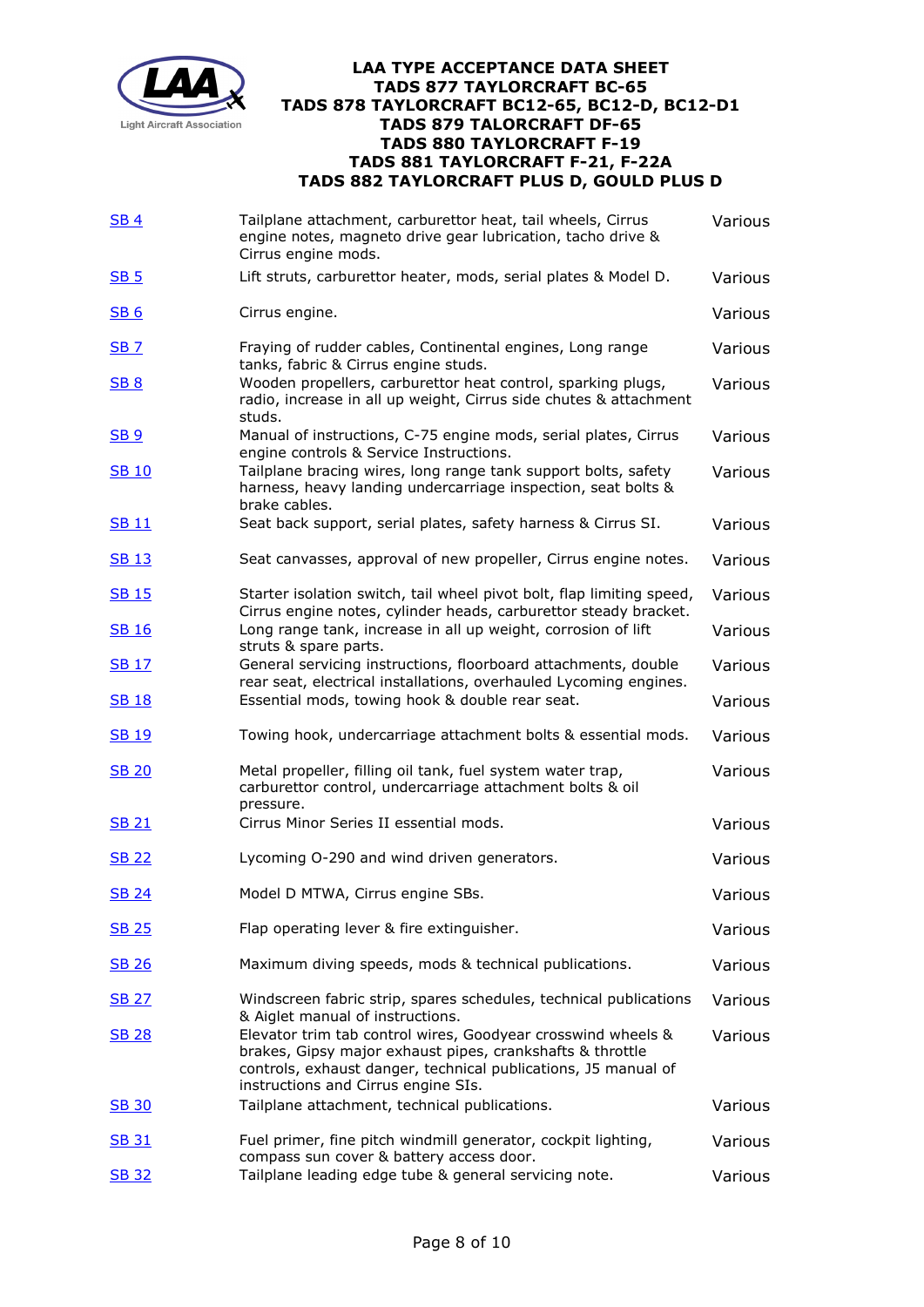| | | |
|---|---|---|
| SB 4 | Tailplane attachment, carburettor heat, tail wheels, Cirrus engine notes, magneto drive gear lubrication, tacho drive & Cirrus engine mods. | Various |
| SB 5 | Lift struts, carburettor heater, mods, serial plates & Model D. | Various |
| SB 6 | Cirrus engine. | Various |
| SB 7 | Fraying of rudder cables, Continental engines, Long range tanks, fabric & Cirrus engine studs. | Various |
| SB 8 | Wooden propellers, carburettor heat control, sparking plugs, radio, increase in all up weight, Cirrus side chutes & attachment studs. | Various |
| SB 9 | Manual of instructions, C-75 engine mods, serial plates, Cirrus engine controls & Service Instructions. | Various |
| SB 10 | Tailplane bracing wires, long range tank support bolts, safety harness, heavy landing undercarriage inspection, seat bolts & brake cables. | Various |
| SB 11 | Seat back support, serial plates, safety harness & Cirrus SI. | Various |
| SB 13 | Seat canvasses, approval of new propeller, Cirrus engine notes. | Various |
| SB 15 | Starter isolation switch, tail wheel pivot bolt, flap limiting speed, Cirrus engine notes, cylinder heads, carburettor steady bracket. | Various |
| SB 16 | Long range tank, increase in all up weight, corrosion of lift struts & spare parts. | Various |
| SB 17 | General servicing instructions, floorboard attachments, double rear seat, electrical installations, overhauled Lycoming engines. | Various |
| SB 18 | Essential mods, towing hook & double rear seat. | Various |
| SB 19 | Towing hook, undercarriage attachment bolts & essential mods. | Various |
| SB 20 | Metal propeller, filling oil tank, fuel system water trap, carburettor control, undercarriage attachment bolts & oil pressure. | Various |
| SB 21 | Cirrus Minor Series II essential mods. | Various |
| SB 22 | Lycoming O-290 and wind driven generators. | Various |
| SB 24 | Model D MTWA, Cirrus engine SBs. | Various |
| SB 25 | Flap operating lever & fire extinguisher. | Various |
| SB 26 | Maximum diving speeds, mods & technical publications. | Various |
| SB 27 | Windscreen fabric strip, spares schedules, technical publications & Aiglet manual of instructions. | Various |
| SB 28 | Elevator trim tab control wires, Goodyear crosswind wheels & brakes, Gipsy major exhaust pipes, crankshafts & throttle controls, exhaust danger, technical publications, J5 manual of instructions and Cirrus engine SIs. | Various |
| SB 30 | Tailplane attachment, technical publications. | Various |
| SB 31 | Fuel primer, fine pitch windmill generator, cockpit lighting, compass sun cover & battery access door. | Various |
| SB 32 | Tailplane leading edge tube & general servicing note. | Various |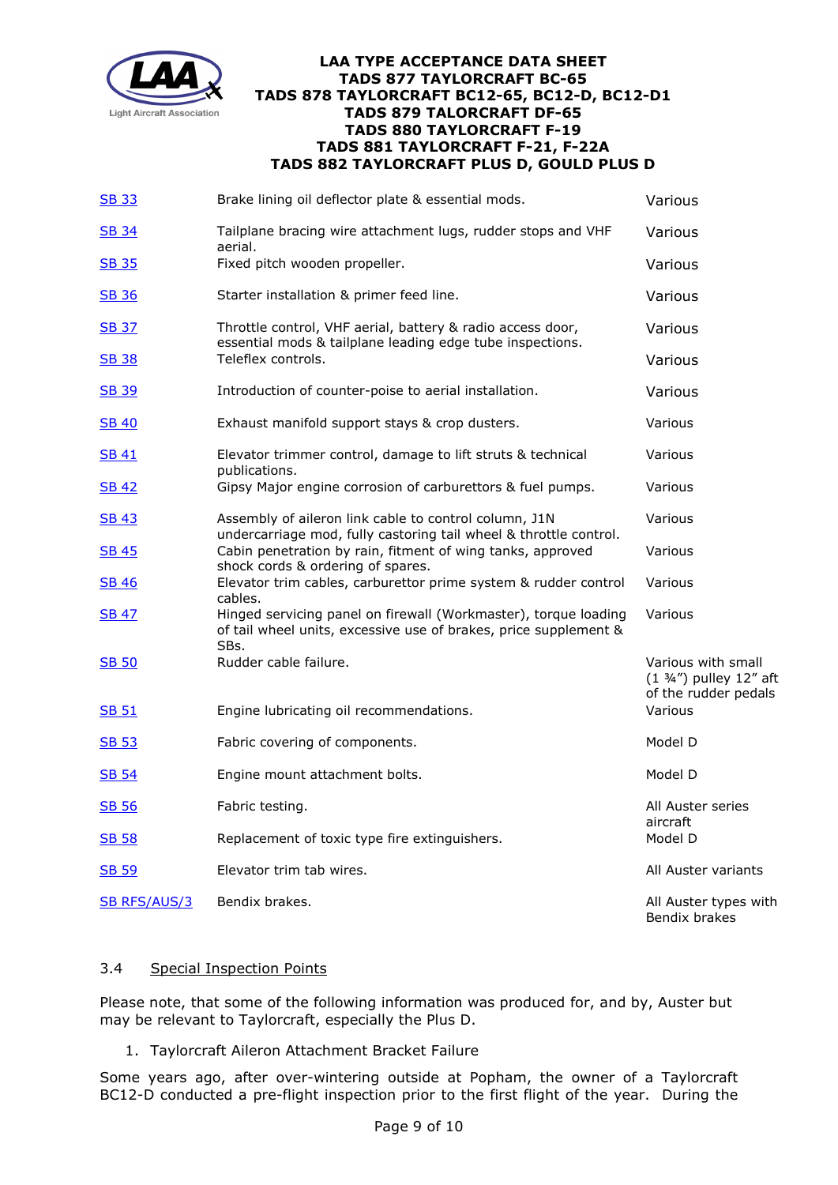| | | |
|---|---|---|
| SB 33 | Brake lining oil deflector plate & essential mods. | Various |
| SB 34 | Tailplane bracing wire attachment lugs, rudder stops and VHF aerial. | Various |
| SB 35 | Fixed pitch wooden propeller. | Various |
| SB 36 | Starter installation & primer feed line. | Various |
| SB 37 | Throttle control, VHF aerial, battery & radio access door, essential mods & tailplane leading edge tube inspections. | Various |
| SB 38 | Teleflex controls. | Various |
| SB 39 | Introduction of counter-poise to aerial installation. | Various |
| SB 40 | Exhaust manifold support stays & crop dusters. | Various |
| SB 41 | Elevator trimmer control, damage to lift struts & technical publications. | Various |
| SB 42 | Gipsy Major engine corrosion of carburettors & fuel pumps. | Various |
| SB 43 | Assembly of aileron link cable to control column, J1N undercarriage mod, fully castoring tail wheel & throttle control. | Various |
| SB 45 | Cabin penetration by rain, fitment of wing tanks, approved shock cords & ordering of spares. | Various |
| SB 46 | Elevator trim cables, carburettor prime system & rudder control cables. | Various |
| SB 47 | Hinged servicing panel on firewall (Workmaster), torque loading of tail wheel units, excessive use of brakes, price supplement & SBs. | Various |
| SB 50 | Rudder cable failure. | Various with small (1 ¾") pulley 12" aft of the rudder pedals |
| SB 51 | Engine lubricating oil recommendations. | Various |
| SB 53 | Fabric covering of components. | Model D |
| SB 54 | Engine mount attachment bolts. | Model D |
| SB 56 | Fabric testing. | All Auster series aircraft |
| SB 58 | Replacement of toxic type fire extinguishers. | Model D |
| SB 59 | Elevator trim tab wires. | All Auster variants |
| SB RFS/AUS/3 | Bendix brakes. | All Auster types with Bendix brakes |

## 3.4 Special Inspection Points

Please note, that some of the following information was produced for, and by, Auster but may be relevant to Taylorcraft, especially the Plus D.

1. Taylorcraft Aileron Attachment Bracket Failure

Some years ago, after over-wintering outside at Popham, the owner of a Taylorcraft BC12-D conducted a pre-flight inspection prior to the first flight of the year. During the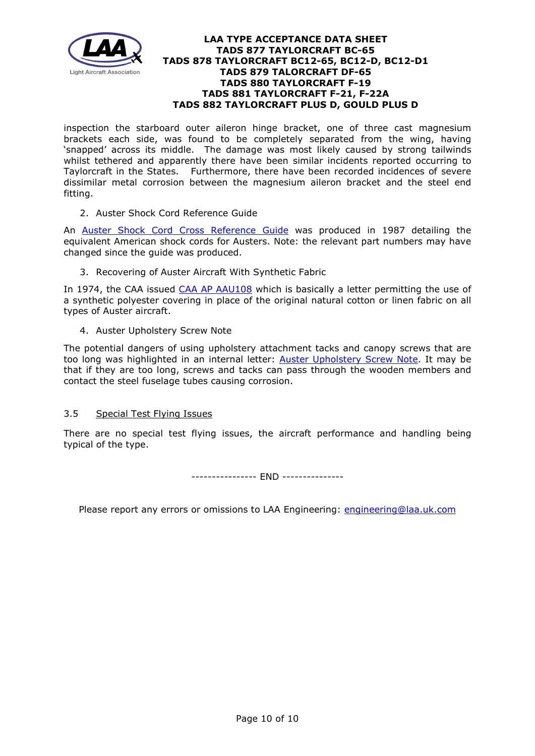inspection the starboard outer aileron hinge bracket, one of three cast magnesium brackets each side, was found to be completely separated from the wing, having 'snapped' across its middle. The damage was most likely caused by strong tailwinds whilst tethered and apparently there have been similar incidents reported occurring to Taylorcraft in the States. Furthermore, there have been recorded incidences of severe dissimilar metal corrosion between the magnesium aileron bracket and the steel end fitting.

2. Auster Shock Cord Reference Guide

An Auster Shock Cord Cross Reference Guide was produced in 1987 detailing the equivalent American shock cords for Austers. Note: the relevant part numbers may have changed since the guide was produced.

3. Recovering of Auster Aircraft With Synthetic Fabric

In 1974, the CAA issued CAA AP AAU108 which is basically a letter permitting the use of a synthetic polyester covering in place of the original natural cotton or linen fabric on all types of Auster aircraft.

4. Auster Upholstery Screw Note

The potential dangers of using upholstery attachment tacks and canopy screws that are too long was highlighted in an internal letter: Auster Upholstery Screw Note. It may be that if they are too long, screws and tacks can pass through the wooden members and contact the steel fuselage tubes causing corrosion.

### 3.5 Special Test Flying Issues

There are no special test flying issues, the aircraft performance and handling being typical of the type.

---------------- END ---------------

Please report any errors or omissions to LAA Engineering: engineering@laa.uk.com